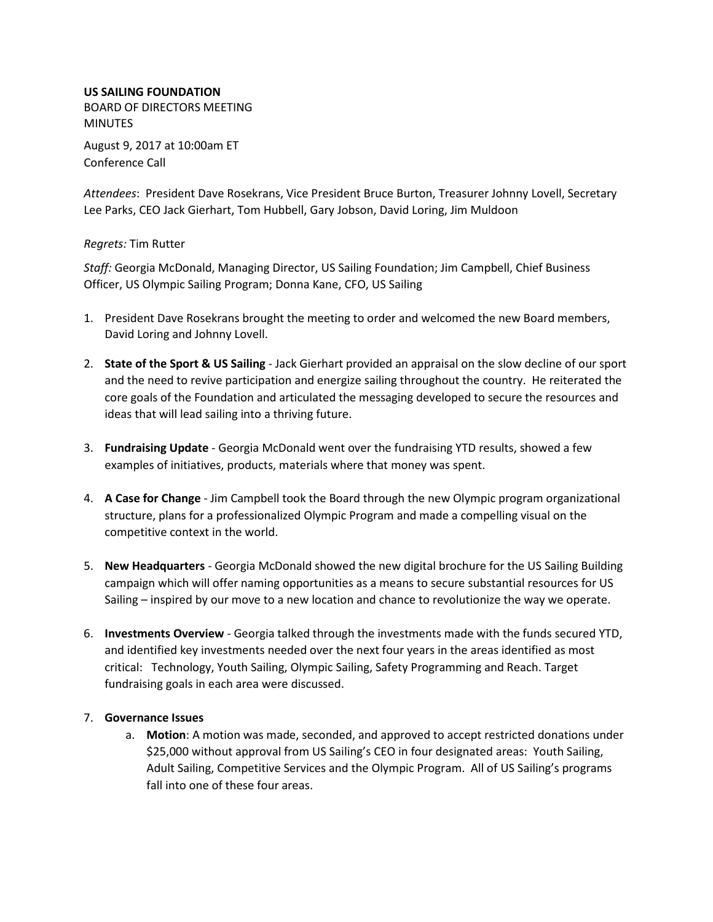**US SAILING FOUNDATION**
BOARD OF DIRECTORS MEETING
MINUTES

August 9, 2017 at 10:00am ET
Conference Call

*Attendees*: President Dave Rosekrans, Vice President Bruce Burton, Treasurer Johnny Lovell, Secretary Lee Parks, CEO Jack Gierhart, Tom Hubbell, Gary Jobson, David Loring, Jim Muldoon

*Regrets:* Tim Rutter

*Staff:* Georgia McDonald, Managing Director, US Sailing Foundation; Jim Campbell, Chief Business Officer, US Olympic Sailing Program; Donna Kane, CFO, US Sailing

1. President Dave Rosekrans brought the meeting to order and welcomed the new Board members, David Loring and Johnny Lovell.

2. **State of the Sport & US Sailing** - Jack Gierhart provided an appraisal on the slow decline of our sport and the need to revive participation and energize sailing throughout the country. He reiterated the core goals of the Foundation and articulated the messaging developed to secure the resources and ideas that will lead sailing into a thriving future.

3. **Fundraising Update** - Georgia McDonald went over the fundraising YTD results, showed a few examples of initiatives, products, materials where that money was spent.

4. **A Case for Change** - Jim Campbell took the Board through the new Olympic program organizational structure, plans for a professionalized Olympic Program and made a compelling visual on the competitive context in the world.

5. **New Headquarters** - Georgia McDonald showed the new digital brochure for the US Sailing Building campaign which will offer naming opportunities as a means to secure substantial resources for US Sailing – inspired by our move to a new location and chance to revolutionize the way we operate.

6. **Investments Overview** - Georgia talked through the investments made with the funds secured YTD, and identified key investments needed over the next four years in the areas identified as most critical: Technology, Youth Sailing, Olympic Sailing, Safety Programming and Reach. Target fundraising goals in each area were discussed.

7. **Governance Issues**
   a. **Motion**: A motion was made, seconded, and approved to accept restricted donations under $25,000 without approval from US Sailing's CEO in four designated areas: Youth Sailing, Adult Sailing, Competitive Services and the Olympic Program. All of US Sailing's programs fall into one of these four areas.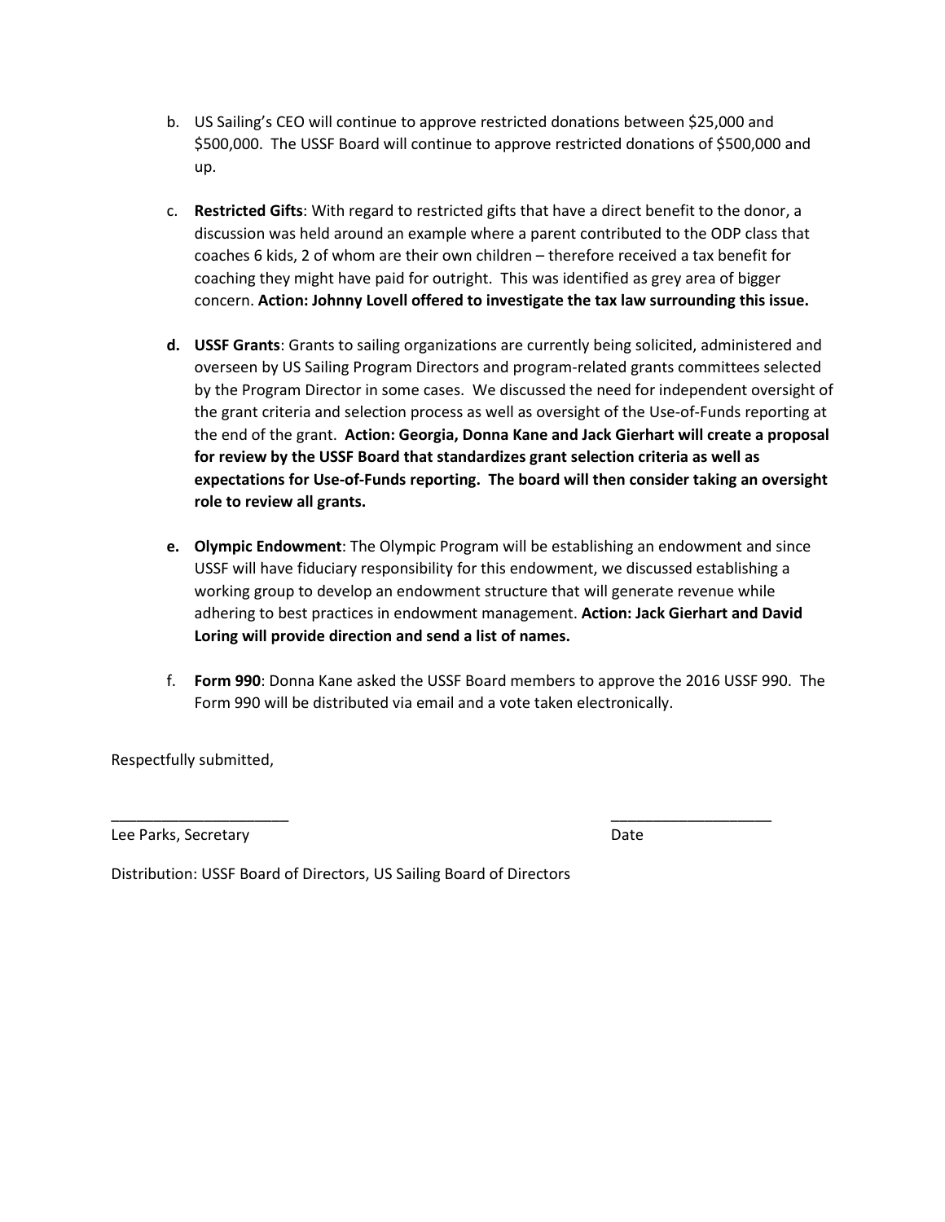b. US Sailing's CEO will continue to approve restricted donations between $25,000 and $500,000. The USSF Board will continue to approve restricted donations of $500,000 and up.

c. **Restricted Gifts**: With regard to restricted gifts that have a direct benefit to the donor, a discussion was held around an example where a parent contributed to the ODP class that coaches 6 kids, 2 of whom are their own children – therefore received a tax benefit for coaching they might have paid for outright. This was identified as grey area of bigger concern. **Action: Johnny Lovell offered to investigate the tax law surrounding this issue.**

**d. USSF Grants**: Grants to sailing organizations are currently being solicited, administered and overseen by US Sailing Program Directors and program-related grants committees selected by the Program Director in some cases. We discussed the need for independent oversight of the grant criteria and selection process as well as oversight of the Use-of-Funds reporting at the end of the grant. **Action: Georgia, Donna Kane and Jack Gierhart will create a proposal for review by the USSF Board that standardizes grant selection criteria as well as expectations for Use-of-Funds reporting. The board will then consider taking an oversight role to review all grants.**

**e. Olympic Endowment**: The Olympic Program will be establishing an endowment and since USSF will have fiduciary responsibility for this endowment, we discussed establishing a working group to develop an endowment structure that will generate revenue while adhering to best practices in endowment management. **Action: Jack Gierhart and David Loring will provide direction and send a list of names.**

f. **Form 990**: Donna Kane asked the USSF Board members to approve the 2016 USSF 990. The Form 990 will be distributed via email and a vote taken electronically.

Respectfully submitted,

_____________________ ___________________

Lee Parks, Secretary Date

Distribution: USSF Board of Directors, US Sailing Board of Directors